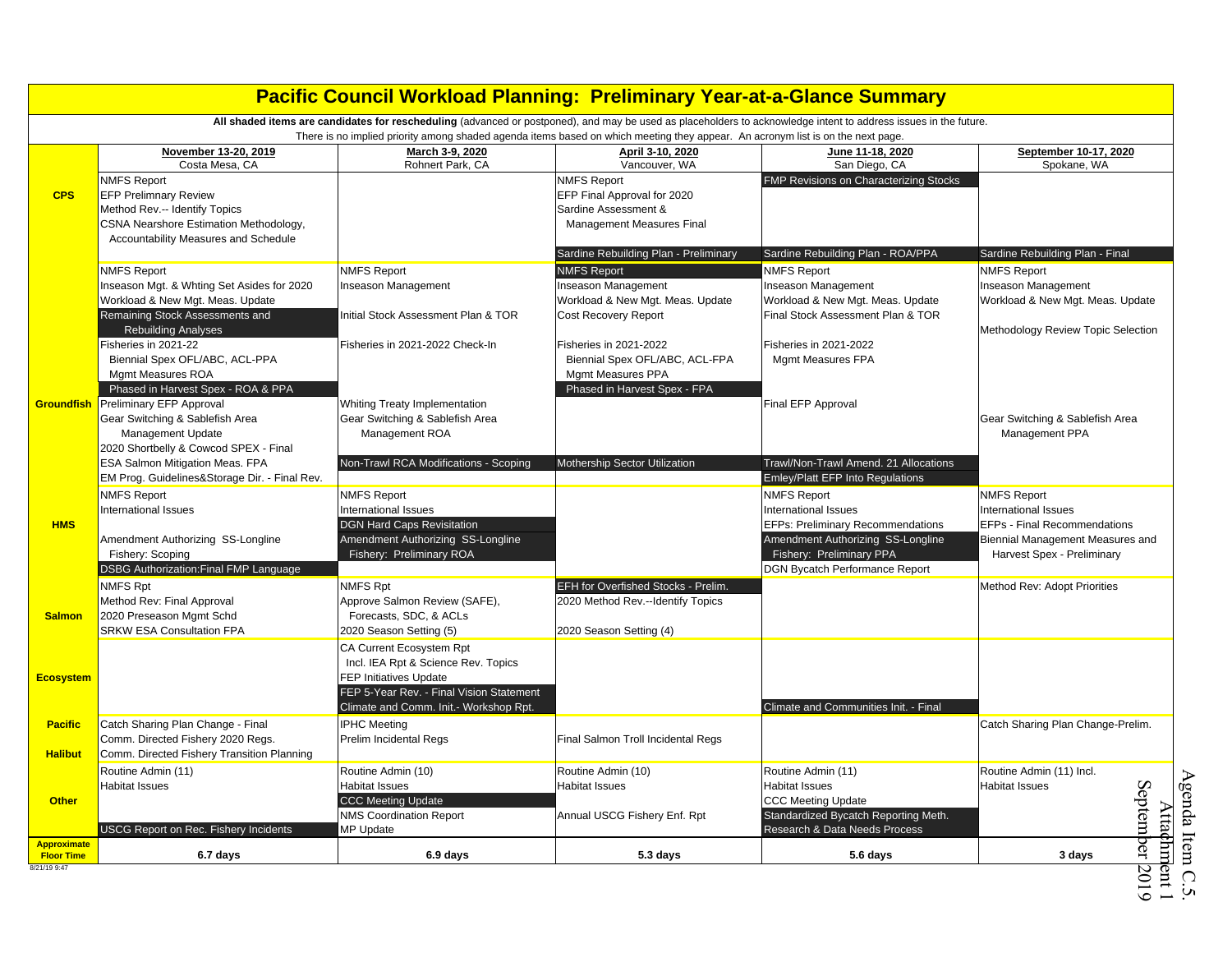# Pacific Council Workload Planning: Preliminary Year-at-a-Glance Summary

**All shaded items are candidates for rescheduling** (advanced or postponed), and may be used as placeholders to acknowledge intent to address issues in the future. There is no implied priority among shaded agenda items based on which meeting they appear. An acronym list is on the next page.

| | November 13-20, 2019 Costa Mesa, CA | March 3-9, 2020 Rohnert Park, CA | April 3-10, 2020 Vancouver, WA | June 11-18, 2020 San Diego, CA | September 10-17, 2020 Spokane, WA |
|---|---|---|---|---|---|
| **CPS** | NMFS Report<br>EFP Prelimnary Review<br>Method Rev.-- Identify Topics<br>CSNA Nearshore Estimation Methodology, Accountability Measures and Schedule | | NMFS Report<br>EFP Final Approval for 2020<br>Sardine Assessment & Management Measures Final<br>Sardine Rebuilding Plan - Preliminary | FMP Revisions on Characterizing Stocks<br>Sardine Rebuilding Plan - ROA/PPA | Sardine Rebuilding Plan - Final |
| **Groundfish** | NMFS Report<br>Inseason Mgt. & Whting Set Asides for 2020<br>Workload & New Mgt. Meas. Update<br>Remaining Stock Assessments and Rebuilding Analyses<br>Fisheries in 2021-22<br>Biennial Spex OFL/ABC, ACL-PPA<br>Mgmt Measures ROA<br>Phased in Harvest Spex - ROA & PPA<br>Preliminary EFP Approval<br>Gear Switching & Sablefish Area Management Update<br>2020 Shortbelly & Cowcod SPEX - Final<br>ESA Salmon Mitigation Meas. FPA<br>EM Prog. Guidelines&Storage Dir. - Final Rev. | NMFS Report<br>Inseason Management<br>Initial Stock Assessment Plan & TOR<br>Fisheries in 2021-2022 Check-In<br>Whiting Treaty Implementation<br>Gear Switching & Sablefish Area Management ROA<br>Non-Trawl RCA Modifications - Scoping | NMFS Report<br>Inseason Management<br>Workload & New Mgt. Meas. Update<br>Cost Recovery Report<br>Fisheries in 2021-2022<br>Biennial Spex OFL/ABC, ACL-FPA<br>Mgmt Measures PPA<br>Phased in Harvest Spex - FPA<br>Mothership Sector Utilization | NMFS Report<br>Inseason Management<br>Workload & New Mgt. Meas. Update<br>Final Stock Assessment Plan & TOR<br>Fisheries in 2021-2022<br>Mgmt Measures FPA<br>Final EFP Approval<br>Trawl/Non-Trawl Amend. 21 Allocations<br>Emley/Platt EFP Into Regulations | NMFS Report<br>Inseason Management<br>Workload & New Mgt. Meas. Update<br>Methodology Review Topic Selection<br>Gear Switching & Sablefish Area Management PPA |
| **HMS** | NMFS Report<br>International Issues<br>Amendment Authorizing SS-Longline Fishery: Scoping<br>DSBG Authorization:Final FMP Language | NMFS Report<br>International Issues<br>DGN Hard Caps Revisitation<br>Amendment Authorizing SS-Longline Fishery: Preliminary ROA | | NMFS Report<br>International Issues<br>EFPs: Preliminary Recommendations<br>Amendment Authorizing SS-Longline Fishery: Preliminary PPA<br>DGN Bycatch Performance Report | NMFS Report<br>International Issues<br>EFPs - Final Recommendations<br>Biennial Management Measures and Harvest Spex - Preliminary |
| **Salmon** | NMFS Rpt<br>Method Rev: Final Approval<br>2020 Preseason Mgmt Schd<br>SRKW ESA Consultation FPA | NMFS Rpt<br>Approve Salmon Review (SAFE), Forecasts, SDC, & ACLs<br>2020 Season Setting (5) | EFH for Overfished Stocks - Prelim.<br>2020 Method Rev.--Identify Topics<br>2020 Season Setting (4) | | Method Rev: Adopt Priorities |
| **Ecosystem** | | CA Current Ecosystem Rpt Incl. IEA Rpt & Science Rev. Topics<br>FEP Initiatives Update<br>FEP 5-Year Rev. - Final Vision Statement<br>Climate and Comm. Init.- Workshop Rpt. | | Climate and Communities Init. - Final | |
| **Pacific Halibut** | Catch Sharing Plan Change - Final<br>Comm. Directed Fishery 2020 Regs.<br>Comm. Directed Fishery Transition Planning | IPHC Meeting<br>Prelim Incidental Regs | Final Salmon Troll Incidental Regs | | Catch Sharing Plan Change-Prelim. |
| **Other** | Routine Admin (11)<br>Habitat Issues<br>USCG Report on Rec. Fishery Incidents | Routine Admin (10)<br>Habitat Issues<br>CCC Meeting Update<br>NMS Coordination Report<br>MP Update | Routine Admin (10)<br>Habitat Issues<br>Annual USCG Fishery Enf. Rpt | Routine Admin (11)<br>Habitat Issues<br>CCC Meeting Update<br>Standardized Bycatch Reporting Meth.<br>Research & Data Needs Process | Routine Admin (11) Incl.<br>Habitat Issues |
| **Approximate Floor Time** | 6.7 days | 6.9 days | 5.3 days | 5.6 days | 3 days |

8/21/19 9:47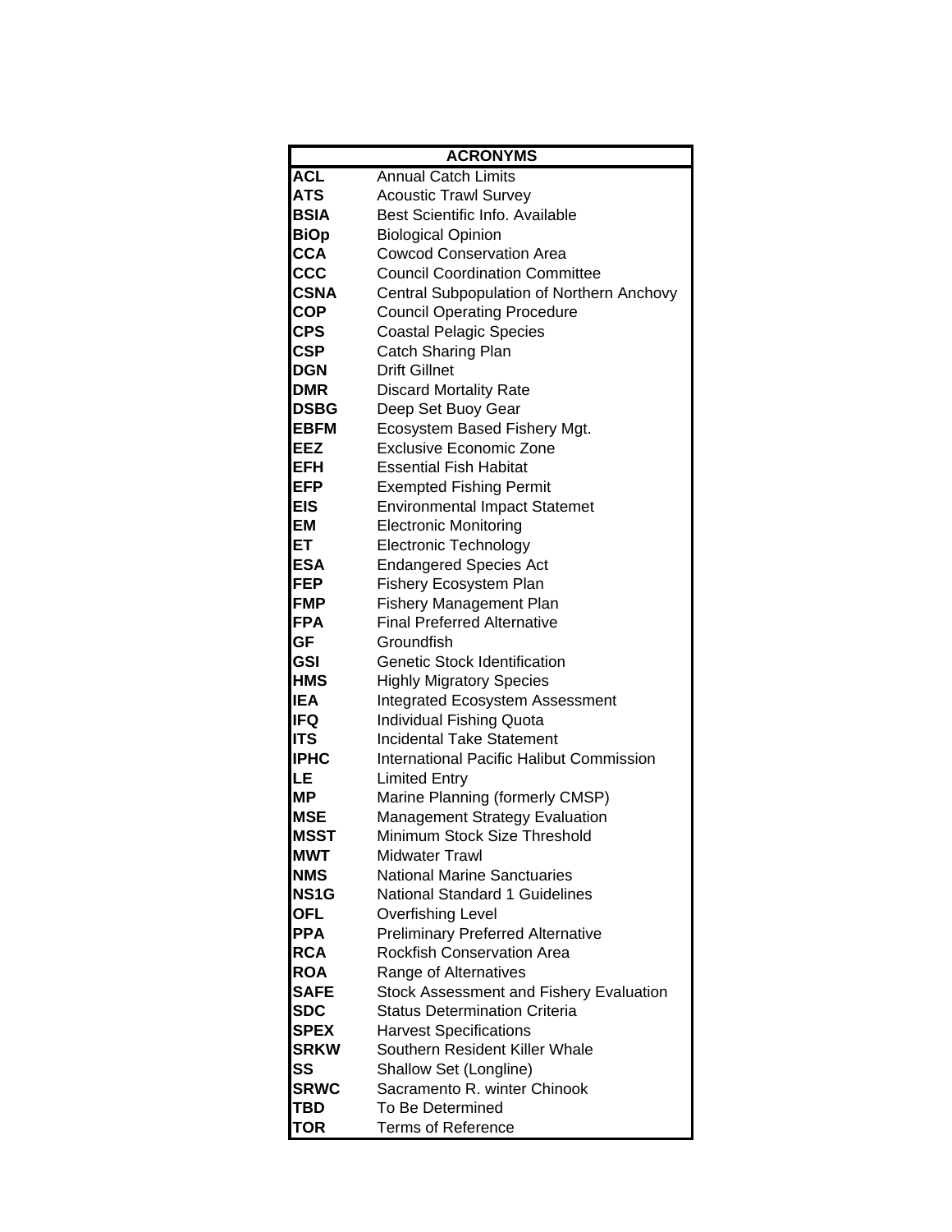| ACRONYMS | |
|---|---|
| **ACL** | Annual Catch Limits |
| **ATS** | Acoustic Trawl Survey |
| **BSIA** | Best Scientific Info. Available |
| **BiOp** | Biological Opinion |
| **CCA** | Cowcod Conservation Area |
| **CCC** | Council Coordination Committee |
| **CSNA** | Central Subpopulation of Northern Anchovy |
| **COP** | Council Operating Procedure |
| **CPS** | Coastal Pelagic Species |
| **CSP** | Catch Sharing Plan |
| **DGN** | Drift Gillnet |
| **DMR** | Discard Mortality Rate |
| **DSBG** | Deep Set Buoy Gear |
| **EBFM** | Ecosystem Based Fishery Mgt. |
| **EEZ** | Exclusive Economic Zone |
| **EFH** | Essential Fish Habitat |
| **EFP** | Exempted Fishing Permit |
| **EIS** | Environmental Impact Statemet |
| **EM** | Electronic Monitoring |
| **ET** | Electronic Technology |
| **ESA** | Endangered Species Act |
| **FEP** | Fishery Ecosystem Plan |
| **FMP** | Fishery Management Plan |
| **FPA** | Final Preferred Alternative |
| **GF** | Groundfish |
| **GSI** | Genetic Stock Identification |
| **HMS** | Highly Migratory Species |
| **IEA** | Integrated Ecosystem Assessment |
| **IFQ** | Individual Fishing Quota |
| **ITS** | Incidental Take Statement |
| **IPHC** | International Pacific Halibut Commission |
| **LE** | Limited Entry |
| **MP** | Marine Planning (formerly CMSP) |
| **MSE** | Management Strategy Evaluation |
| **MSST** | Minimum Stock Size Threshold |
| **MWT** | Midwater Trawl |
| **NMS** | National Marine Sanctuaries |
| **NS1G** | National Standard 1 Guidelines |
| **OFL** | Overfishing Level |
| **PPA** | Preliminary Preferred Alternative |
| **RCA** | Rockfish Conservation Area |
| **ROA** | Range of Alternatives |
| **SAFE** | Stock Assessment and Fishery Evaluation |
| **SDC** | Status Determination Criteria |
| **SPEX** | Harvest Specifications |
| **SRKW** | Southern Resident Killer Whale |
| **SS** | Shallow Set (Longline) |
| **SRWC** | Sacramento R. winter Chinook |
| **TBD** | To Be Determined |
| **TOR** | Terms of Reference |